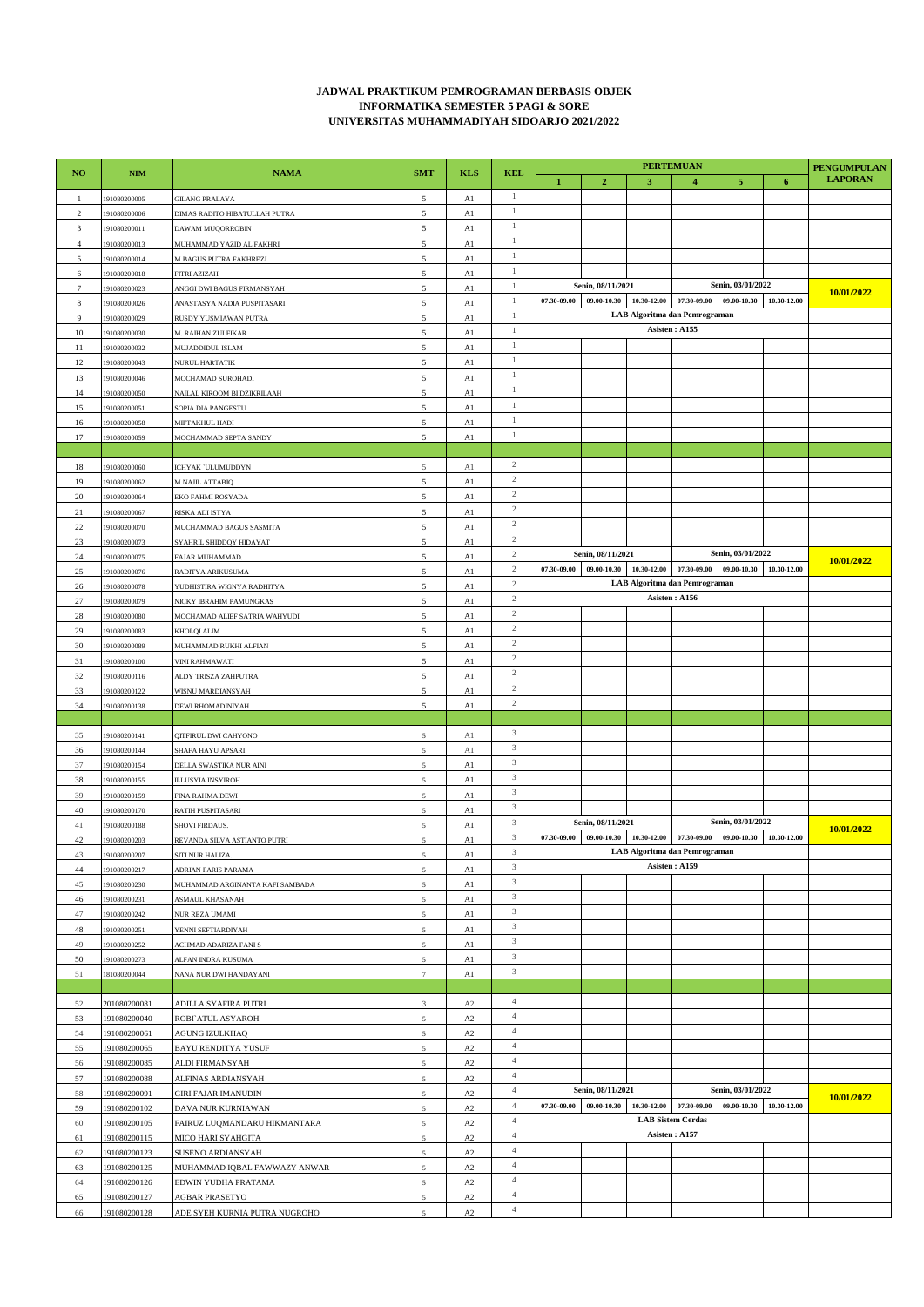**JADWAL PRAKTIKUM PEMROGRAMAN BERBASIS OBJEK**
**INFORMATIKA SEMESTER 5 PAGI & SORE**
**UNIVERSITAS MUHAMMADIYAH SIDOARJO 2021/2022**

| NO | NIM | NAMA | SMT | KLS | KEL | PERTEMUAN | | | | | | PENGUMPULAN LAPORAN |
|---|---|---|---|---|---|---|---|---|---|---|---|---|
| | | | | | | 1 | 2 | 3 | 4 | 5 | 6 | |
| 1 | 191080200005 | GILANG PRALAYA | 5 | A1 | 1 | | | | | | | |
| 2 | 191080200006 | DIMAS RADITO HIBATULLAH PUTRA | 5 | A1 | 1 | | | | | | | |
| 3 | 191080200011 | DAWAM MUQORROBIN | 5 | A1 | 1 | | | | | | | |
| 4 | 191080200013 | MUHAMMAD YAZID AL FAKHRI | 5 | A1 | 1 | | | | | | | |
| 5 | 191080200014 | M BAGUS PUTRA FAKHREZI | 5 | A1 | 1 | | | | | | | |
| 6 | 191080200018 | FITRI AZIZAH | 5 | A1 | 1 | | | | | | | |
| 7 | 191080200023 | ANGGI DWI BAGUS FIRMANSYAH | 5 | A1 | 1 | Senin, 08/11/2021 | | | Senin, 03/01/2022 | | | 10/01/2022 |
| 8 | 191080200026 | ANASTASYA NADIA PUSPITASARI | 5 | A1 | 1 | 07.30-09.00 | 09.00-10.30 | 10.30-12.00 | 07.30-09.00 | 09.00-10.30 | 10.30-12.00 | |
| 9 | 191080200029 | RUSDY YUSMIAWAN PUTRA | 5 | A1 | 1 | LAB Algoritma dan Pemrograman | | | | | | |
| 10 | 191080200030 | M. RAIHAN ZULFIKAR | 5 | A1 | 1 | Asisten : A155 | | | | | | |
| 11 | 191080200032 | MUJADDIDUL ISLAM | 5 | A1 | 1 | | | | | | | |
| 12 | 191080200043 | NURUL HARTATIK | 5 | A1 | 1 | | | | | | | |
| 13 | 191080200046 | MOCHAMAD SUROHADI | 5 | A1 | 1 | | | | | | | |
| 14 | 191080200050 | NAILAL KIROOM BI DZIKRILAAH | 5 | A1 | 1 | | | | | | | |
| 15 | 191080200051 | SOPIA DIA PANGESTU | 5 | A1 | 1 | | | | | | | |
| 16 | 191080200058 | MIFTAKHUL HADI | 5 | A1 | 1 | | | | | | | |
| 17 | 191080200059 | MOCHAMMAD SEPTA SANDY | 5 | A1 | 1 | | | | | | | |
| | | | | | | | | | | | | |
| 18 | 191080200060 | ICHYAK `ULUMUDDYN | 5 | A1 | 2 | | | | | | | |
| 19 | 191080200062 | M NAJIL ATTABIQ | 5 | A1 | 2 | | | | | | | |
| 20 | 191080200064 | EKO FAHMI ROSYADA | 5 | A1 | 2 | | | | | | | |
| 21 | 191080200067 | RISKA ADI ISTYA | 5 | A1 | 2 | | | | | | | |
| 22 | 191080200070 | MUCHAMMAD BAGUS SASMITA | 5 | A1 | 2 | | | | | | | |
| 23 | 191080200073 | SYAHRIL SHIDDQY HIDAYAT | 5 | A1 | 2 | | | | | | | |
| 24 | 191080200075 | FAJAR MUHAMMAD. | 5 | A1 | 2 | Senin, 08/11/2021 | | | Senin, 03/01/2022 | | | 10/01/2022 |
| 25 | 191080200076 | RADITYA ARIKUSUMA | 5 | A1 | 2 | 07.30-09.00 | 09.00-10.30 | 10.30-12.00 | 07.30-09.00 | 09.00-10.30 | 10.30-12.00 | |
| 26 | 191080200078 | YUDHISTIRA WIGNYA RADHITYA | 5 | A1 | 2 | LAB Algoritma dan Pemrograman | | | | | | |
| 27 | 191080200079 | NICKY IBRAHIM PAMUNGKAS | 5 | A1 | 2 | Asisten : A156 | | | | | | |
| 28 | 191080200080 | MOCHAMAD ALIEF SATRIA WAHYUDI | 5 | A1 | 2 | | | | | | | |
| 29 | 191080200083 | KHOLQI ALIM | 5 | A1 | 2 | | | | | | | |
| 30 | 191080200089 | MUHAMMAD RUKHI ALFIAN | 5 | A1 | 2 | | | | | | | |
| 31 | 191080200100 | VINI RAHMAWATI | 5 | A1 | 2 | | | | | | | |
| 32 | 191080200116 | ALDY TRISZA ZAHPUTRA | 5 | A1 | 2 | | | | | | | |
| 33 | 191080200122 | WISNU MARDIANSYAH | 5 | A1 | 2 | | | | | | | |
| 34 | 191080200138 | DEWI RHOMADINIYAH | 5 | A1 | 2 | | | | | | | |
| | | | | | | | | | | | | |
| 35 | 191080200141 | QITFIRUL DWI CAHYONO | 5 | A1 | 3 | | | | | | | |
| 36 | 191080200144 | SHAFA HAYU APSARI | 5 | A1 | 3 | | | | | | | |
| 37 | 191080200154 | DELLA SWASTIKA NUR AINI | 5 | A1 | 3 | | | | | | | |
| 38 | 191080200155 | ILLUSYIA INSYIROH | 5 | A1 | 3 | | | | | | | |
| 39 | 191080200159 | FINA RAHMA DEWI | 5 | A1 | 3 | | | | | | | |
| 40 | 191080200170 | RATIH PUSPITASARI | 5 | A1 | 3 | | | | | | | |
| 41 | 191080200188 | SHOVI FIRDAUS. | 5 | A1 | 3 | Senin, 08/11/2021 | | | Senin, 03/01/2022 | | | 10/01/2022 |
| 42 | 191080200203 | REVANDA SILVA ASTIANTO PUTRI | 5 | A1 | 3 | 07.30-09.00 | 09.00-10.30 | 10.30-12.00 | 07.30-09.00 | 09.00-10.30 | 10.30-12.00 | |
| 43 | 191080200207 | SITI NUR HALIZA. | 5 | A1 | 3 | LAB Algoritma dan Pemrograman | | | | | | |
| 44 | 191080200217 | ADRIAN FARIS PARAMA | 5 | A1 | 3 | Asisten : A159 | | | | | | |
| 45 | 191080200230 | MUHAMMAD ARGINANTA KAFI SAMBADA | 5 | A1 | 3 | | | | | | | |
| 46 | 191080200231 | ASMAUL KHASANAH | 5 | A1 | 3 | | | | | | | |
| 47 | 191080200242 | NUR REZA UMAMI | 5 | A1 | 3 | | | | | | | |
| 48 | 191080200251 | YENNI SEFTIARDIYAH | 5 | A1 | 3 | | | | | | | |
| 49 | 191080200252 | ACHMAD ADARIZA FANI S | 5 | A1 | 3 | | | | | | | |
| 50 | 191080200273 | ALFAN INDRA KUSUMA | 5 | A1 | 3 | | | | | | | |
| 51 | 181080200044 | NANA NUR DWI HANDAYANI | 7 | A1 | 3 | | | | | | | |
| | | | | | | | | | | | | |
| 52 | 201080200081 | ADILLA SYAFIRA PUTRI | 3 | A2 | 4 | | | | | | | |
| 53 | 191080200040 | ROBI`ATUL ASYAROH | 5 | A2 | 4 | | | | | | | |
| 54 | 191080200061 | AGUNG IZULKHAQ | 5 | A2 | 4 | | | | | | | |
| 55 | 191080200065 | BAYU RENDITYA YUSUF | 5 | A2 | 4 | | | | | | | |
| 56 | 191080200085 | ALDI FIRMANSYAH | 5 | A2 | 4 | | | | | | | |
| 57 | 191080200088 | ALFINAS ARDIANSYAH | 5 | A2 | 4 | | | | | | | |
| 58 | 191080200091 | GIRI FAJAR IMANUDIN | 5 | A2 | 4 | Senin, 08/11/2021 | | | Senin, 03/01/2022 | | | 10/01/2022 |
| 59 | 191080200102 | DAVA NUR KURNIAWAN | 5 | A2 | 4 | 07.30-09.00 | 09.00-10.30 | 10.30-12.00 | 07.30-09.00 | 09.00-10.30 | 10.30-12.00 | |
| 60 | 191080200105 | FAIRUZ LUQMANDARU HIKMANTARA | 5 | A2 | 4 | LAB Sistem Cerdas | | | | | | |
| 61 | 191080200115 | MICO HARI SYAHGITA | 5 | A2 | 4 | Asisten : A157 | | | | | | |
| 62 | 191080200123 | SUSENO ARDIANSYAH | 5 | A2 | 4 | | | | | | | |
| 63 | 191080200125 | MUHAMMAD IQBAL FAWWAZY ANWAR | 5 | A2 | 4 | | | | | | | |
| 64 | 191080200126 | EDWIN YUDHA PRATAMA | 5 | A2 | 4 | | | | | | | |
| 65 | 191080200127 | AGBAR PRASETYO | 5 | A2 | 4 | | | | | | | |
| 66 | 191080200128 | ADE SYEH KURNIA PUTRA NUGROHO | 5 | A2 | 4 | | | | | | | |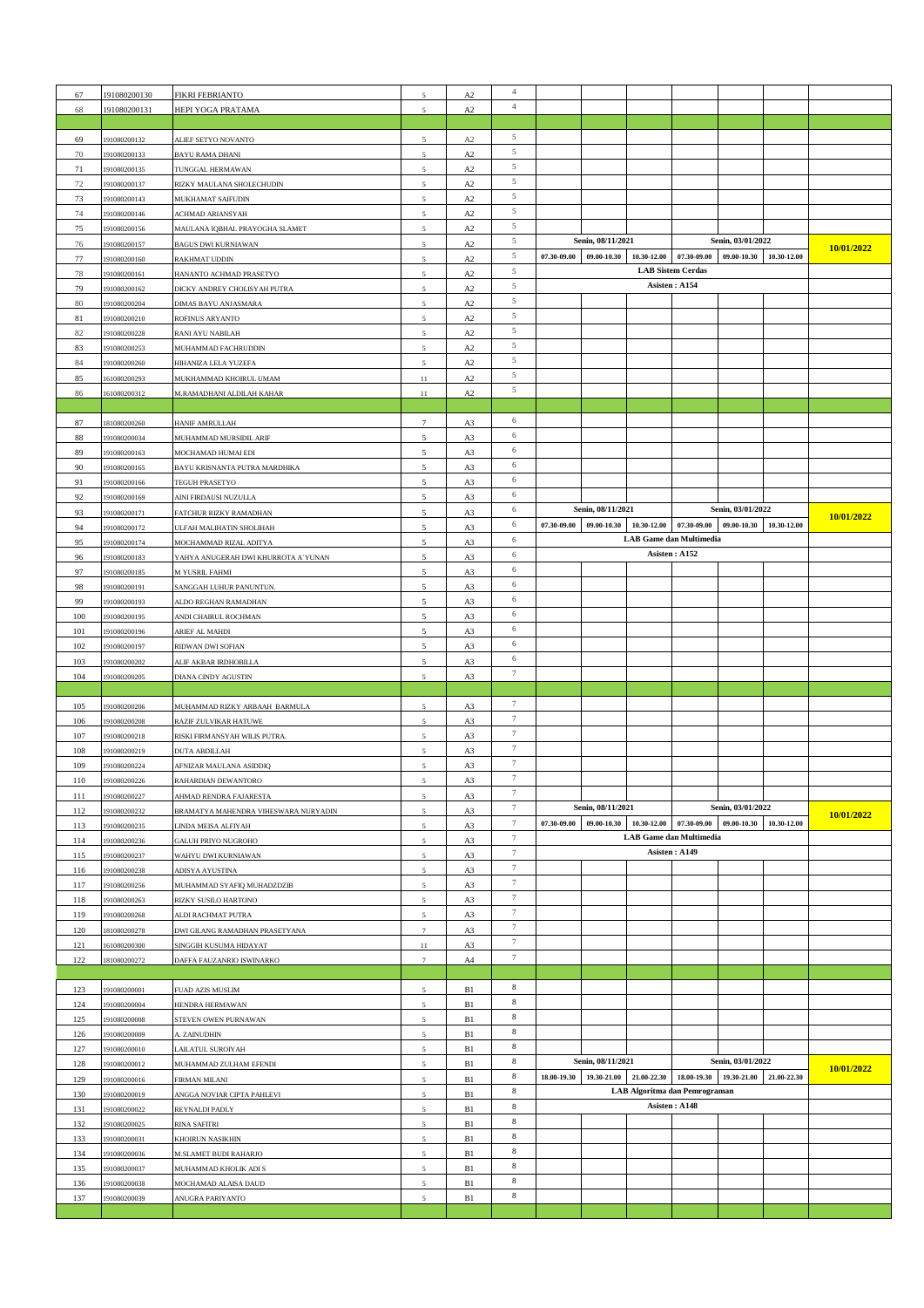| | | | | | | | | | | | | |
|---|---|---|---|---|---|---|---|---|---|---|---|---|
| 67 | 191080200130 | FIKRI FEBRIANTO | 5 | A2 | 4 | | | | | | | |
| 68 | 191080200131 | HEPI YOGA PRATAMA | 5 | A2 | 4 | | | | | | | |
| | | | | | | | | | | | | |
| 69 | 191080200132 | ALIEF SETYO NOVANTO | 5 | A2 | 5 | | | | | | | |
| 70 | 191080200133 | BAYU RAMA DHANI | 5 | A2 | 5 | | | | | | | |
| 71 | 191080200135 | TUNGGAL HERMAWAN | 5 | A2 | 5 | | | | | | | |
| 72 | 191080200137 | RIZKY MAULANA SHOLECHUDIN | 5 | A2 | 5 | | | | | | | |
| 73 | 191080200143 | MUKHAMAT SAIFUDIN | 5 | A2 | 5 | | | | | | | |
| 74 | 191080200146 | ACHMAD ARIANSYAH | 5 | A2 | 5 | | | | | | | |
| 75 | 191080200156 | MAULANA IQBHAL PRAYOGHA SLAMET | 5 | A2 | 5 | | | | | | | |
| 76 | 191080200157 | BAGUS DWI KURNIAWAN | 5 | A2 | 5 | Senin, 08/11/2021 | | | Senin, 03/01/2022 | | | 10/01/2022 |
| 77 | 191080200160 | RAKHMAT UDDIN | 5 | A2 | 5 | 07.30-09.00 | 09.00-10.30 | 10.30-12.00 | 07.30-09.00 | 09.00-10.30 | 10.30-12.00 | |
| 78 | 191080200161 | HANANTO ACHMAD PRASETYO | 5 | A2 | 5 | LAB Sistem Cerdas | | | | | | |
| 79 | 191080200162 | DICKY ANDREY CHOLISYAH PUTRA | 5 | A2 | 5 | Asisten : A154 | | | | | | |
| 80 | 191080200204 | DIMAS BAYU ANJASMARA | 5 | A2 | 5 | | | | | | | |
| 81 | 191080200210 | ROFINUS ARYANTO | 5 | A2 | 5 | | | | | | | |
| 82 | 191080200228 | RANI AYU NABILAH | 5 | A2 | 5 | | | | | | | |
| 83 | 191080200253 | MUHAMMAD FACHRUDDIN | 5 | A2 | 5 | | | | | | | |
| 84 | 191080200260 | HIHANIZA LELA YUZEFA | 5 | A2 | 5 | | | | | | | |
| 85 | 161080200293 | MUKHAMMAD KHOIRUL UMAM | 11 | A2 | 5 | | | | | | | |
| 86 | 161080200312 | M.RAMADHANI ALDILAH KAHAR | 11 | A2 | 5 | | | | | | | |
| | | | | | | | | | | | | |
| 87 | 181080200260 | HANIF AMRULLAH | 7 | A3 | 6 | | | | | | | |
| 88 | 191080200034 | MUHAMMAD MURSIDIL ARIF | 5 | A3 | 6 | | | | | | | |
| 89 | 191080200163 | MOCHAMAD HUMAI EDI | 5 | A3 | 6 | | | | | | | |
| 90 | 191080200165 | BAYU KRISNANTA PUTRA MARDHIKA | 5 | A3 | 6 | | | | | | | |
| 91 | 191080200166 | TEGUH PRASETYO | 5 | A3 | 6 | | | | | | | |
| 92 | 191080200169 | AINI FIRDAUSI NUZULLA | 5 | A3 | 6 | | | | | | | |
| 93 | 191080200171 | FATCHUR RIZKY RAMADHAN | 5 | A3 | 6 | Senin, 08/11/2021 | | | Senin, 03/01/2022 | | | 10/01/2022 |
| 94 | 191080200172 | ULFAH MALIHATIN SHOLIHAH | 5 | A3 | 6 | 07.30-09.00 | 09.00-10.30 | 10.30-12.00 | 07.30-09.00 | 09.00-10.30 | 10.30-12.00 | |
| 95 | 191080200174 | MOCHAMMAD RIZAL ADITYA | 5 | A3 | 6 | LAB Game dan Multimedia | | | | | | |
| 96 | 191080200183 | YAHYA ANUGERAH DWI KHURROTA A`YUNAN | 5 | A3 | 6 | Asisten : A152 | | | | | | |
| 97 | 191080200185 | M YUSRIL FAHMI | 5 | A3 | 6 | | | | | | | |
| 98 | 191080200191 | SANGGAH LUHUR PANUNTUN. | 5 | A3 | 6 | | | | | | | |
| 99 | 191080200193 | ALDO REGHAN RAMADHAN | 5 | A3 | 6 | | | | | | | |
| 100 | 191080200195 | ANDI CHAIRUL ROCHMAN | 5 | A3 | 6 | | | | | | | |
| 101 | 191080200196 | ARIEF AL MAHDI | 5 | A3 | 6 | | | | | | | |
| 102 | 191080200197 | RIDWAN DWI SOFIAN | 5 | A3 | 6 | | | | | | | |
| 103 | 191080200202 | ALIF AKBAR IRDHOBILLA | 5 | A3 | 6 | | | | | | | |
| 104 | 191080200205 | DIANA CINDY AGUSTIN | 5 | A3 | 7 | | | | | | | |
| | | | | | | | | | | | | |
| 105 | 191080200206 | MUHAMMAD RIZKY ARBAAH BARMULA | 5 | A3 | 7 | | | | | | | |
| 106 | 191080200208 | RAZIF ZULVIKAR HATUWE | 5 | A3 | 7 | | | | | | | |
| 107 | 191080200218 | RISKI FIRMANSYAH WILIS PUTRA. | 5 | A3 | 7 | | | | | | | |
| 108 | 191080200219 | DUTA ABDILLAH | 5 | A3 | 7 | | | | | | | |
| 109 | 191080200224 | AFNIZAR MAULANA ASIDDIQ | 5 | A3 | 7 | | | | | | | |
| 110 | 191080200226 | RAHARDIAN DEWANTORO | 5 | A3 | 7 | | | | | | | |
| 111 | 191080200227 | AHMAD RENDRA FAJARESTA | 5 | A3 | 7 | | | | | | | |
| 112 | 191080200232 | BRAMATYA MAHENDRA VIHESWARA NURYADIN | 5 | A3 | 7 | Senin, 08/11/2021 | | | Senin, 03/01/2022 | | | 10/01/2022 |
| 113 | 191080200235 | LINDA MEISA ALFIYAH | 5 | A3 | 7 | 07.30-09.00 | 09.00-10.30 | 10.30-12.00 | 07.30-09.00 | 09.00-10.30 | 10.30-12.00 | |
| 114 | 191080200236 | GALUH PRIYO NUGROHO | 5 | A3 | 7 | LAB Game dan Multimedia | | | | | | |
| 115 | 191080200237 | WAHYU DWI KURNIAWAN | 5 | A3 | 7 | Asisten : A149 | | | | | | |
| 116 | 191080200238 | ADISYA AYUSTINA | 5 | A3 | 7 | | | | | | | |
| 117 | 191080200256 | MUHAMMAD SYAFIQ MUHADZDZIB | 5 | A3 | 7 | | | | | | | |
| 118 | 191080200263 | RIZKY SUSILO HARTONO | 5 | A3 | 7 | | | | | | | |
| 119 | 191080200268 | ALDI RACHMAT PUTRA | 5 | A3 | 7 | | | | | | | |
| 120 | 181080200278 | DWI GILANG RAMADHAN PRASETYANA | 7 | A3 | 7 | | | | | | | |
| 121 | 161080200300 | SINGGIH KUSUMA HIDAYAT | 11 | A3 | 7 | | | | | | | |
| 122 | 181080200272 | DAFFA FAUZANRIO ISWINARKO | 7 | A4 | 7 | | | | | | | |
| | | | | | | | | | | | | |
| 123 | 191080200001 | FUAD AZIS MUSLIM | 5 | B1 | 8 | | | | | | | |
| 124 | 191080200004 | HENDRA HERMAWAN | 5 | B1 | 8 | | | | | | | |
| 125 | 191080200008 | STEVEN OWEN PURNAWAN | 5 | B1 | 8 | | | | | | | |
| 126 | 191080200009 | A. ZAINUDHIN | 5 | B1 | 8 | | | | | | | |
| 127 | 191080200010 | LAILATUL SUROIYAH | 5 | B1 | 8 | | | | | | | |
| 128 | 191080200012 | MUHAMMAD ZULHAM EFENDI | 5 | B1 | 8 | Senin, 08/11/2021 | | | Senin, 03/01/2022 | | | 10/01/2022 |
| 129 | 191080200016 | FIRMAN MILANI | 5 | B1 | 8 | 18.00-19.30 | 19.30-21.00 | 21.00-22.30 | 18.00-19.30 | 19.30-21.00 | 21.00-22.30 | |
| 130 | 191080200019 | ANGGA NOVIAR CIPTA PAHLEVI | 5 | B1 | 8 | LAB Algoritma dan Pemrograman | | | | | | |
| 131 | 191080200022 | REYNALDI PADLY | 5 | B1 | 8 | Asisten : A148 | | | | | | |
| 132 | 191080200025 | RINA SAFITRI | 5 | B1 | 8 | | | | | | | |
| 133 | 191080200031 | KHOIRUN NASIKHIN | 5 | B1 | 8 | | | | | | | |
| 134 | 191080200036 | M.SLAMET BUDI RAHARJO | 5 | B1 | 8 | | | | | | | |
| 135 | 191080200037 | MUHAMMAD KHOLIK ADI S | 5 | B1 | 8 | | | | | | | |
| 136 | 191080200038 | MOCHAMAD ALAISA DAUD | 5 | B1 | 8 | | | | | | | |
| 137 | 191080200039 | ANUGRA PARIYANTO | 5 | B1 | 8 | | | | | | | |
| | | | | | | | | | | | | |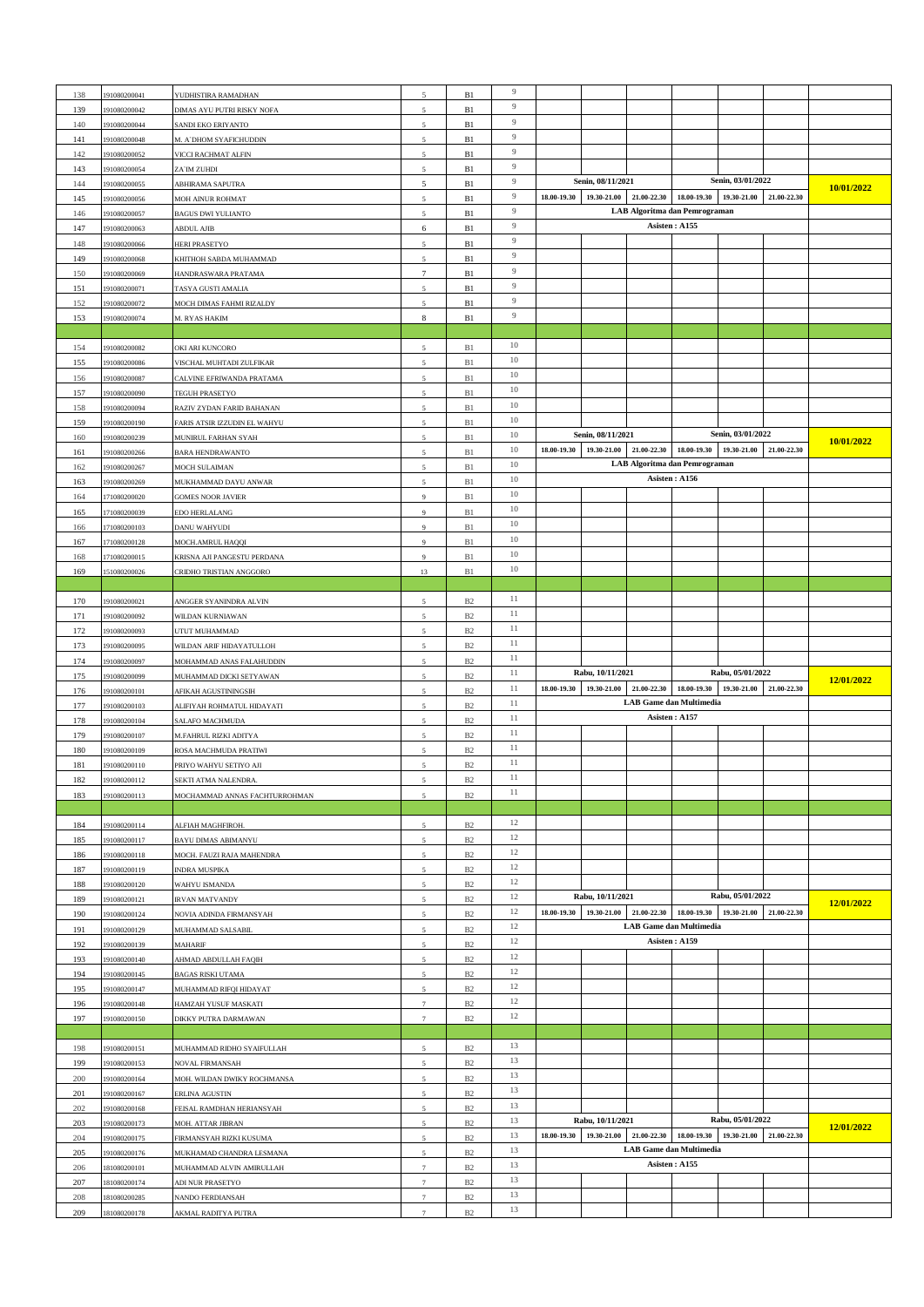| | | | | | | | | | | | | | |
|---|---|---|---|---|---|---|---|---|---|---|---|---|---|
| 138 | 191080200041 | YUDHISTIRA RAMADHAN | 5 | B1 | 9 | | | | | | | | |
| 139 | 191080200042 | DIMAS AYU PUTRI RISKY NOFA | 5 | B1 | 9 | | | | | | | | |
| 140 | 191080200044 | SANDI EKO ERIYANTO | 5 | B1 | 9 | | | | | | | | |
| 141 | 191080200048 | M. A`DHOM SYAFICHUDDIN | 5 | B1 | 9 | | | | | | | | |
| 142 | 191080200052 | VICCI RACHMAT ALFIN | 5 | B1 | 9 | | | | | | | | |
| 143 | 191080200054 | ZA'IM ZUHDI | 5 | B1 | 9 | | | | | | | | |
| 144 | 191080200055 | ABHIRAMA SAPUTRA | 5 | B1 | 9 | Senin, 08/11/2021 | | | Senin, 03/01/2022 | | | | 10/01/2022 |
| 145 | 191080200056 | MOH AINUR ROHMAT | 5 | B1 | 9 | 18.00-19.30 | 19.30-21.00 | 21.00-22.30 | 18.00-19.30 | 19.30-21.00 | 21.00-22.30 | | |
| 146 | 191080200057 | BAGUS DWI YULIANTO | 5 | B1 | 9 | LAB Algoritma dan Pemrograman | | | | | | | |
| 147 | 191080200063 | ABDUL AJIB | 6 | B1 | 9 | Asisten : A155 | | | | | | | |
| 148 | 191080200066 | HERI PRASETYO | 5 | B1 | 9 | | | | | | | | |
| 149 | 191080200068 | KHITHOH SABDA MUHAMMAD | 5 | B1 | 9 | | | | | | | | |
| 150 | 191080200069 | HANDRASWARA PRATAMA | 7 | B1 | 9 | | | | | | | | |
| 151 | 191080200071 | TASYA GUSTI AMALIA | 5 | B1 | 9 | | | | | | | | |
| 152 | 191080200072 | MOCH DIMAS FAHMI RIZALDY | 5 | B1 | 9 | | | | | | | | |
| 153 | 191080200074 | M. RYAS HAKIM | 8 | B1 | 9 | | | | | | | | |
| | | | | | | | | | | | | | |
| 154 | 191080200082 | OKI ARI KUNCORO | 5 | B1 | 10 | | | | | | | | |
| 155 | 191080200086 | VISCHAL MUHTADI ZULFIKAR | 5 | B1 | 10 | | | | | | | | |
| 156 | 191080200087 | CALVINE EFRIWANDA PRATAMA | 5 | B1 | 10 | | | | | | | | |
| 157 | 191080200090 | TEGUH PRASETYO | 5 | B1 | 10 | | | | | | | | |
| 158 | 191080200094 | RAZIV ZYDAN FARID BAHANAN | 5 | B1 | 10 | | | | | | | | |
| 159 | 191080200190 | FARIS ATSIR IZZUDIN EL WAHYU | 5 | B1 | 10 | | | | | | | | |
| 160 | 191080200239 | MUNIRUL FARHAN SYAH | 5 | B1 | 10 | Senin, 08/11/2021 | | | Senin, 03/01/2022 | | | | 10/01/2022 |
| 161 | 191080200266 | BARA HENDRAWANTO | 5 | B1 | 10 | 18.00-19.30 | 19.30-21.00 | 21.00-22.30 | 18.00-19.30 | 19.30-21.00 | 21.00-22.30 | | |
| 162 | 191080200267 | MOCH SULAIMAN | 5 | B1 | 10 | LAB Algoritma dan Pemrograman | | | | | | | |
| 163 | 191080200269 | MUKHAMMAD DAYU ANWAR | 5 | B1 | 10 | Asisten : A156 | | | | | | | |
| 164 | 171080200020 | GOMES NOOR JAVIER | 9 | B1 | 10 | | | | | | | | |
| 165 | 171080200039 | EDO HERLALANG | 9 | B1 | 10 | | | | | | | | |
| 166 | 171080200103 | DANU WAHYUDI | 9 | B1 | 10 | | | | | | | | |
| 167 | 171080200128 | MOCH.AMRUL HAQQI | 9 | B1 | 10 | | | | | | | | |
| 168 | 171080200015 | KRISNA AJI PANGESTU PERDANA | 9 | B1 | 10 | | | | | | | | |
| 169 | 151080200026 | CRIDHO TRISTIAN ANGGORO | 13 | B1 | 10 | | | | | | | | |
| | | | | | | | | | | | | | |
| 170 | 191080200021 | ANGGER SYANINDRA ALVIN | 5 | B2 | 11 | | | | | | | | |
| 171 | 191080200092 | WILDAN KURNIAWAN | 5 | B2 | 11 | | | | | | | | |
| 172 | 191080200093 | UTUT MUHAMMAD | 5 | B2 | 11 | | | | | | | | |
| 173 | 191080200095 | WILDAN ARIF HIDAYATULLOH | 5 | B2 | 11 | | | | | | | | |
| 174 | 191080200097 | MOHAMMAD ANAS FALAHUDDIN | 5 | B2 | 11 | | | | | | | | |
| 175 | 191080200099 | MUHAMMAD DICKI SETYAWAN | 5 | B2 | 11 | Rabu, 10/11/2021 | | | Rabu, 05/01/2022 | | | | 12/01/2022 |
| 176 | 191080200101 | AFIKAH AGUSTININGSIH | 5 | B2 | 11 | 18.00-19.30 | 19.30-21.00 | 21.00-22.30 | 18.00-19.30 | 19.30-21.00 | 21.00-22.30 | | |
| 177 | 191080200103 | ALIFIYAH ROHMATUL HIDAYATI | 5 | B2 | 11 | LAB Game dan Multimedia | | | | | | | |
| 178 | 191080200104 | SALAFO MACHMUDA | 5 | B2 | 11 | Asisten : A157 | | | | | | | |
| 179 | 191080200107 | M.FAHRUL RIZKI ADITYA | 5 | B2 | 11 | | | | | | | | |
| 180 | 191080200109 | ROSA MACHMUDA PRATIWI | 5 | B2 | 11 | | | | | | | | |
| 181 | 191080200110 | PRIYO WAHYU SETIYO AJI | 5 | B2 | 11 | | | | | | | | |
| 182 | 191080200112 | SEKTI ATMA NALENDRA. | 5 | B2 | 11 | | | | | | | | |
| 183 | 191080200113 | MOCHAMMAD ANNAS FACHTURROHMAN | 5 | B2 | 11 | | | | | | | | |
| | | | | | | | | | | | | | |
| 184 | 191080200114 | ALFIAH MAGHFIROH. | 5 | B2 | 12 | | | | | | | | |
| 185 | 191080200117 | BAYU DIMAS ABIMANYU | 5 | B2 | 12 | | | | | | | | |
| 186 | 191080200118 | MOCH. FAUZI RAJA MAHENDRA | 5 | B2 | 12 | | | | | | | | |
| 187 | 191080200119 | INDRA MUSPIKA | 5 | B2 | 12 | | | | | | | | |
| 188 | 191080200120 | WAHYU ISMANDA | 5 | B2 | 12 | | | | | | | | |
| 189 | 191080200121 | IRVAN MATVANDY | 5 | B2 | 12 | Rabu, 10/11/2021 | | | Rabu, 05/01/2022 | | | | 12/01/2022 |
| 190 | 191080200124 | NOVIA ADINDA FIRMANSYAH | 5 | B2 | 12 | 18.00-19.30 | 19.30-21.00 | 21.00-22.30 | 18.00-19.30 | 19.30-21.00 | 21.00-22.30 | | |
| 191 | 191080200129 | MUHAMMAD SALSABIL | 5 | B2 | 12 | LAB Game dan Multimedia | | | | | | | |
| 192 | 191080200139 | MAHARIF | 5 | B2 | 12 | Asisten : A159 | | | | | | | |
| 193 | 191080200140 | AHMAD ABDULLAH FAQIH | 5 | B2 | 12 | | | | | | | | |
| 194 | 191080200145 | BAGAS RISKI UTAMA | 5 | B2 | 12 | | | | | | | | |
| 195 | 191080200147 | MUHAMMAD RIFQI HIDAYAT | 5 | B2 | 12 | | | | | | | | |
| 196 | 191080200148 | HAMZAH YUSUF MASKATI | 7 | B2 | 12 | | | | | | | | |
| 197 | 191080200150 | DIKKY PUTRA DARMAWAN | 7 | B2 | 12 | | | | | | | | |
| | | | | | | | | | | | | | |
| 198 | 191080200151 | MUHAMMAD RIDHO SYAIFULLAH | 5 | B2 | 13 | | | | | | | | |
| 199 | 191080200153 | NOVAL FIRMANSAH | 5 | B2 | 13 | | | | | | | | |
| 200 | 191080200164 | MOH. WILDAN DWIKY ROCHMANSA | 5 | B2 | 13 | | | | | | | | |
| 201 | 191080200167 | ERLINA AGUSTIN | 5 | B2 | 13 | | | | | | | | |
| 202 | 191080200168 | FEISAL RAMDHAN HERIANSYAH | 5 | B2 | 13 | | | | | | | | |
| 203 | 191080200173 | MOH. ATTAR JIBRAN | 5 | B2 | 13 | Rabu, 10/11/2021 | | | Rabu, 05/01/2022 | | | | 12/01/2022 |
| 204 | 191080200175 | FIRMANSYAH RIZKI KUSUMA | 5 | B2 | 13 | 18.00-19.30 | 19.30-21.00 | 21.00-22.30 | 18.00-19.30 | 19.30-21.00 | 21.00-22.30 | | |
| 205 | 191080200176 | MUKHAMAD CHANDRA LESMANA | 5 | B2 | 13 | LAB Game dan Multimedia | | | | | | | |
| 206 | 181080200101 | MUHAMMAD ALVIN AMIRULLAH | 7 | B2 | 13 | Asisten : A155 | | | | | | | |
| 207 | 181080200174 | ADI NUR PRASETYO | 7 | B2 | 13 | | | | | | | | |
| 208 | 181080200285 | NANDO FERDIANSAH | 7 | B2 | 13 | | | | | | | | |
| 209 | 181080200178 | AKMAL RADITYA PUTRA | 7 | B2 | 13 | | | | | | | | |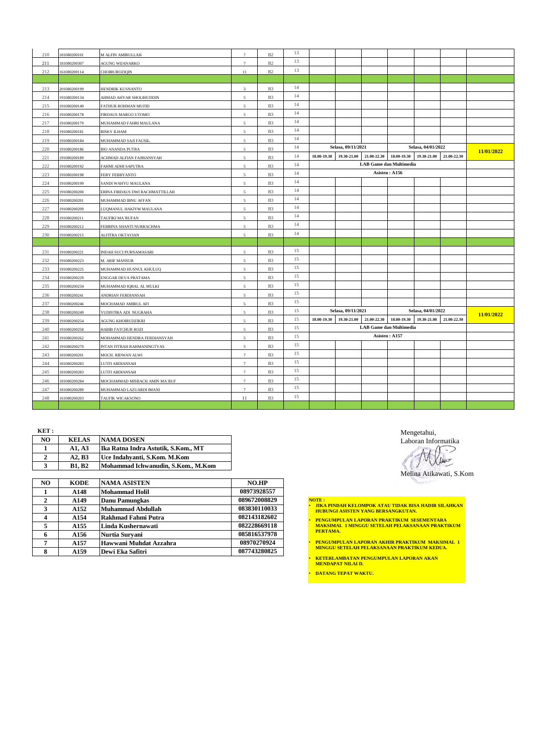| | | | | | | | | | | | | | |
|---|---|---|---|---|---|---|---|---|---|---|---|---|---|
| 210 | 181080200101 | M ALFIN AMIRULLAH | 7 | B2 | 13 | | | | | | | |
| 211 | 181080200307 | AGUNG WIJANARKO | 7 | B2 | 13 | | | | | | | |
| 212 | 161080200114 | CHOIRUROZIQIN | 11 | B2 | 13 | | | | | | | |
| | | | | | | | | | | | | |
| 213 | 201080200199 | HENDRIK KUSNANTO | 3 | B3 | 14 | | | | | | | |
| 214 | 191080200134 | AHMAD AHYAR SHOLIHUDDIN | 5 | B3 | 14 | | | | | | | |
| 215 | 191080200149 | FATHUR ROHMAN MUFID | 5 | B3 | 14 | | | | | | | |
| 216 | 191080200178 | FIRDAUS MARGO UTOMO | 5 | B3 | 14 | | | | | | | |
| 217 | 191080200179 | MUHAMMAD FAHRI MAULANA | 5 | B3 | 14 | | | | | | | |
| 218 | 191080200181 | RISKY ILHAM | 5 | B3 | 14 | | | | | | | |
| 219 | 191080200184 | MUHAMMAD SAJI FAUSIL. | 5 | B3 | 14 | | | | | | | |
| 220 | 191080200186 | RIO ANANDA PUTRA | 5 | B3 | 14 | Selasa, 09/11/2021 | | | Selasa, 04/01/2022 | | | 11/01/2022 |
| 221 | 191080200189 | ACHMAD ALFIAN FAJRIANSYAH | 5 | B3 | 14 | 18.00-19.30 | 19.30-21.00 | 21.00-22.30 | 18.00-19.30 | 19.30-21.00 | 21.00-22.30 | |
| 222 | 191080200192 | FAHMI ADHI SAPUTRA | 5 | B3 | 14 | LAB Game dan Multimedia | | | | | | |
| 223 | 191080200198 | FERY FEBBYANTO | 5 | B3 | 14 | Asisten : A156 | | | | | | |
| 224 | 191080200199 | SANDI WAHYU MAULANA | 5 | B3 | 14 | | | | | | | |
| 225 | 191080200200 | ERINA FIRDAUS DWI RACHMATTILLAH | 5 | B3 | 14 | | | | | | | |
| 226 | 191080200201 | MUHAMMAD IBNU AFFAN | 5 | B3 | 14 | | | | | | | |
| 227 | 191080200209 | LUQMANUL HAKIYM MAULANA | 5 | B3 | 14 | | | | | | | |
| 228 | 191080200211 | TAUFIKI MA`RUFAN | 5 | B3 | 14 | | | | | | | |
| 229 | 191080200212 | FEBRINA SHANTI NURRACHMA | 5 | B3 | 14 | | | | | | | |
| 230 | 191080200215 | ALFITRA OKTAVIAN | 5 | B3 | 14 | | | | | | | |
| | | | | | | | | | | | | |
| 231 | 191080200221 | INDAH SUCI PURNAMASARI | 5 | B3 | 15 | | | | | | | |
| 232 | 191080200223 | M. ARIF MANSUR | 5 | B3 | 15 | | | | | | | |
| 233 | 191080200225 | MUHAMMAD HUSNUL KHULUQ | 5 | B3 | 15 | | | | | | | |
| 234 | 191080200229 | ENGGAR DEVA PRATAMA | 5 | B3 | 15 | | | | | | | |
| 235 | 191080200234 | MUHAMMAD IQBAL AL MULKI | 5 | B3 | 15 | | | | | | | |
| 236 | 191080200241 | ANDRIAN FERDIANSAH | 5 | B3 | 15 | | | | | | | |
| 237 | 191080200246 | MOCHAMAD AMIRUL AFI | 5 | B3 | 15 | | | | | | | |
| 238 | 191080200249 | YUDISTIRA ADI NUGRAHA | 5 | B3 | 15 | Selasa, 09/11/2021 | | | Selasa, 04/01/2022 | | | 11/01/2022 |
| 239 | 191080200254 | AGUNG KHOIRUDZIKRI | 5 | B3 | 15 | 18.00-19.30 | 19.30-21.00 | 21.00-22.30 | 18.00-19.30 | 19.30-21.00 | 21.00-22.30 | |
| 240 | 191080200258 | HABIB FATCHUR ROZI | 5 | B3 | 15 | LAB Game dan Multimedia | | | | | | |
| 241 | 191080200262 | MOHAMMAD HENDRA FERDIANSYAH | 5 | B3 | 15 | Asisten : A157 | | | | | | |
| 242 | 191080200270 | INTAN FITRAH RAHMANINGTYAS | 5 | B3 | 15 | | | | | | | |
| 243 | 181080200201 | MOCH. RIDWAN ALWI | 7 | B3 | 15 | | | | | | | |
| 244 | 181080200283 | LUTFI ABDIANSAH | 7 | B3 | 15 | | | | | | | |
| 245 | 181080200283 | LUTFI ABDIANSAH | 7 | B3 | 15 | | | | | | | |
| 246 | 181080200284 | MOCHAMMAD MISBACH AMIN MA`RUF | 7 | B3 | 15 | | | | | | | |
| 247 | 181080200289 | MUHAMMAD LAZUARDI IMANI | 7 | B3 | 15 | | | | | | | |
| 248 | 161080200203 | TAUFIK WICAKSONO | 11 | B3 | 15 | | | | | | | |

**KET :**

| NO | KELAS | NAMA DOSEN |
|---|---|---|
| 1 | A1, A3 | Ika Ratna Indra Astutik, S.Kom., MT |
| 2 | A2, B3 | Uce Indahyanti, S.Kom. M.Kom |
| 3 | B1, B2 | Mohammad Ichwanudin, S.Kom., M.Kom |

| NO | KODE | NAMA ASISTEN | NO.HP |
|---|---|---|---|
| 1 | A148 | Mohammad Holil | 08973928557 |
| 2 | A149 | Danu Pamungkas | 089672008829 |
| 3 | A152 | Muhammad Abdullah | 083830110033 |
| 4 | A154 | Rakhmad Fahmi Putra | 082143182602 |
| 5 | A155 | Linda Kushernawati | 082228669118 |
| 6 | A156 | Nurtia Suryani | 085816537978 |
| 7 | A157 | Hawwani Muhdat Azzahra | 08970270924 |
| 8 | A159 | Dewi Eka Safitri | 087743280825 |

Mengetahui,
Laboran Informatika

Melina Atikawati, S.Kom

**NOTE :**

- **JIKA PINDAH KELOMPOK ATAU TIDAK BISA HADIR SILAHKAN HUBUNGI ASISTEN YANG BERSANGKUTAN.**
- **PENGUMPULAN LAPORAN PRAKTIKUM SESEMENTARA MAKSIMAL 1 MINGGU SETELAH PELAKSANAAN PRAKTIKUM PERTAMA.**
- **PENGUMPULAN LAPORAN AKHIR PRAKTIKUM MAKSIMAL 1 MINGGU SETELAH PELAKSANAAN PRAKTIKUM KEDUA.**
- **KETERLAMBATAN PENGUMPULAN LAPORAN AKAN MENDAPAT NILAI D.**
- **DATANG TEPAT WAKTU.**